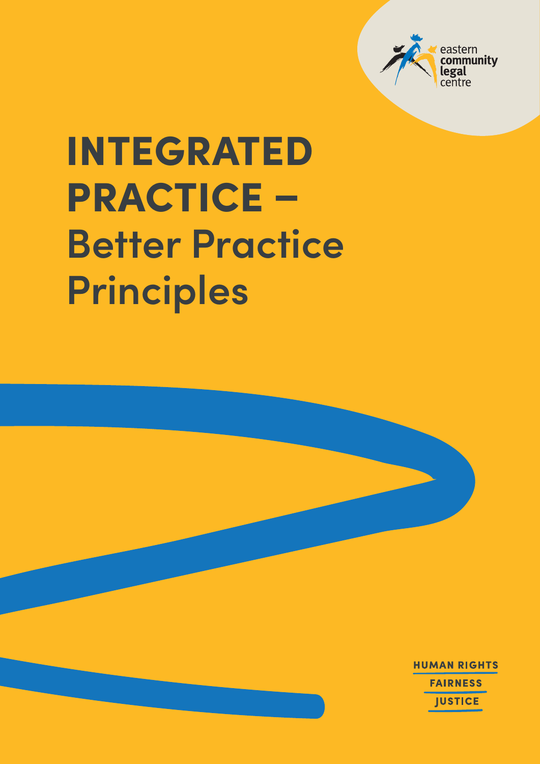eastern community legal centre

# INTEGRATED PRACTICE – Better Practice Principles

HUMAN RIGHTS

FAIRNESS

JUSTICE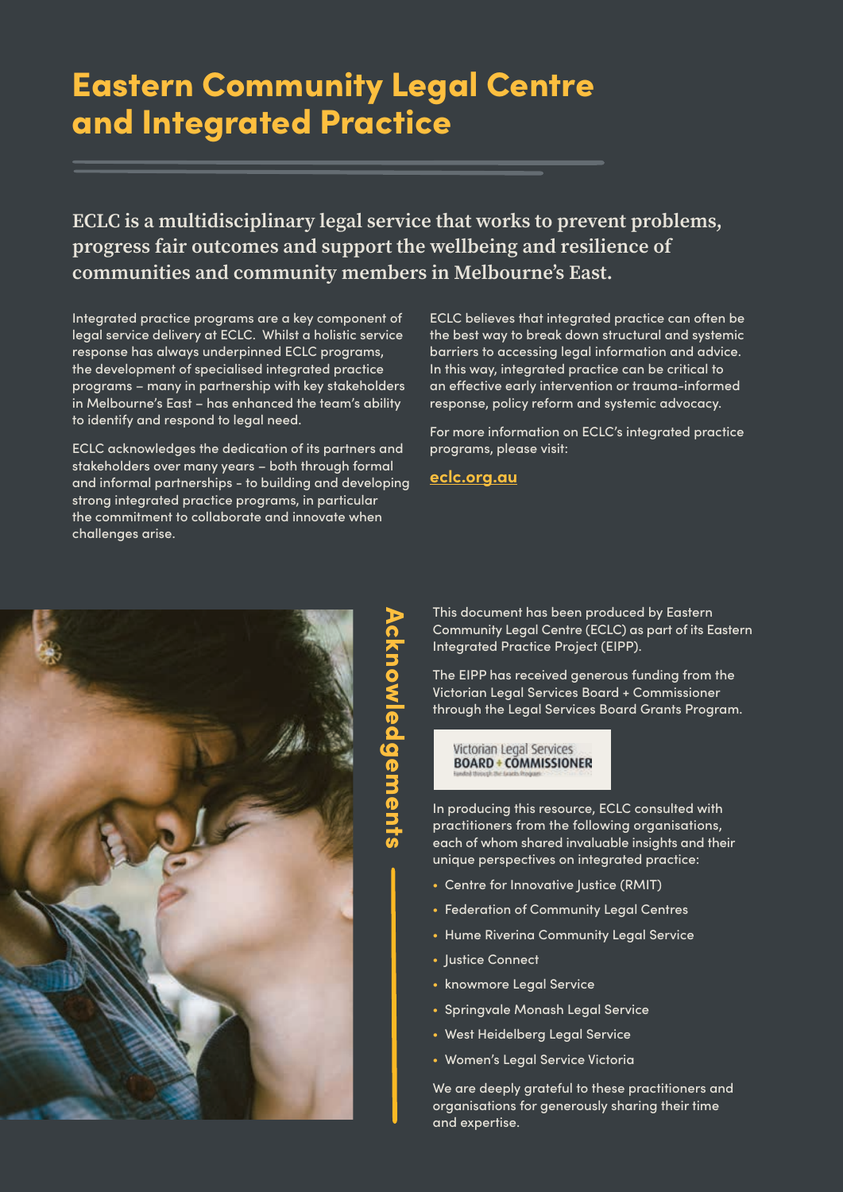# Eastern Community Legal Centre and Integrated Practice

**ECLC is a multidisciplinary legal service that works to prevent problems, progress fair outcomes and support the wellbeing and resilience of communities and community members in Melbourne's East.**

Integrated practice programs are a key component of legal service delivery at ECLC. Whilst a holistic service response has always underpinned ECLC programs, the development of specialised integrated practice programs – many in partnership with key stakeholders in Melbourne's East – has enhanced the team's ability to identify and respond to legal need.

ECLC acknowledges the dedication of its partners and stakeholders over many years – both through formal and informal partnerships - to building and developing strong integrated practice programs, in particular the commitment to collaborate and innovate when challenges arise.

ECLC believes that integrated practice can often be the best way to break down structural and systemic barriers to accessing legal information and advice. In this way, integrated practice can be critical to an effective early intervention or trauma-informed response, policy reform and systemic advocacy.

For more information on ECLC's integrated practice programs, please visit:

**eclc.org.au**

## Acknowledgements

This document has been produced by Eastern Community Legal Centre (ECLC) as part of its Eastern Integrated Practice Project (EIPP).

The EIPP has received generous funding from the Victorian Legal Services Board + Commissioner through the Legal Services Board Grants Program.

Victorian Legal Services BOARD + COMMISSIONER

In producing this resource, ECLC consulted with practitioners from the following organisations, each of whom shared invaluable insights and their unique perspectives on integrated practice:

- Centre for Innovative Justice (RMIT)
- Federation of Community Legal Centres
- Hume Riverina Community Legal Service
- Justice Connect
- knowmore Legal Service
- Springvale Monash Legal Service
- West Heidelberg Legal Service
- Women's Legal Service Victoria

We are deeply grateful to these practitioners and organisations for generously sharing their time and expertise.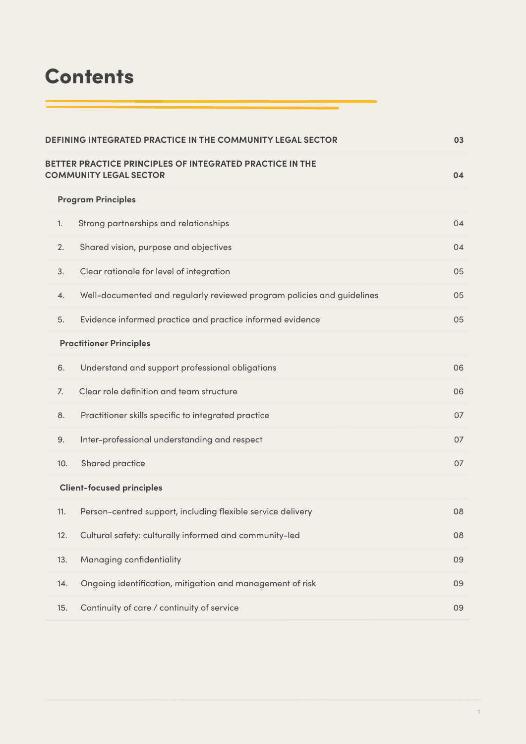# Contents

| | |
|---|---|
| **DEFINING INTEGRATED PRACTICE IN THE COMMUNITY LEGAL SECTOR** | **03** |
| **BETTER PRACTICE PRINCIPLES OF INTEGRATED PRACTICE IN THE COMMUNITY LEGAL SECTOR** | **04** |
| **Program Principles** | |
| 1. Strong partnerships and relationships | 04 |
| 2. Shared vision, purpose and objectives | 04 |
| 3. Clear rationale for level of integration | 05 |
| 4. Well-documented and regularly reviewed program policies and guidelines | 05 |
| 5. Evidence informed practice and practice informed evidence | 05 |
| **Practitioner Principles** | |
| 6. Understand and support professional obligations | 06 |
| 7. Clear role definition and team structure | 06 |
| 8. Practitioner skills specific to integrated practice | 07 |
| 9. Inter-professional understanding and respect | 07 |
| 10. Shared practice | 07 |
| **Client-focused principles** | |
| 11. Person-centred support, including flexible service delivery | 08 |
| 12. Cultural safety: culturally informed and community-led | 08 |
| 13. Managing confidentiality | 09 |
| 14. Ongoing identification, mitigation and management of risk | 09 |
| 15. Continuity of care / continuity of service | 09 |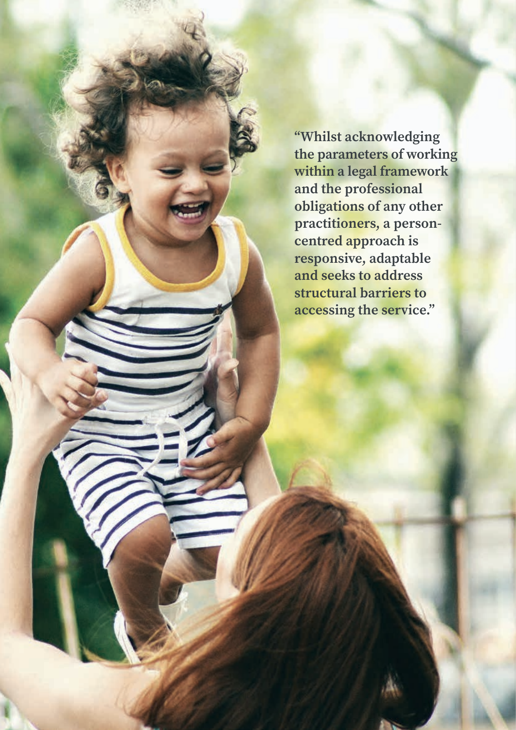**"Whilst acknowledging the parameters of working within a legal framework and the professional obligations of any other practitioners, a person-centred approach is responsive, adaptable and seeks to address structural barriers to accessing the service."**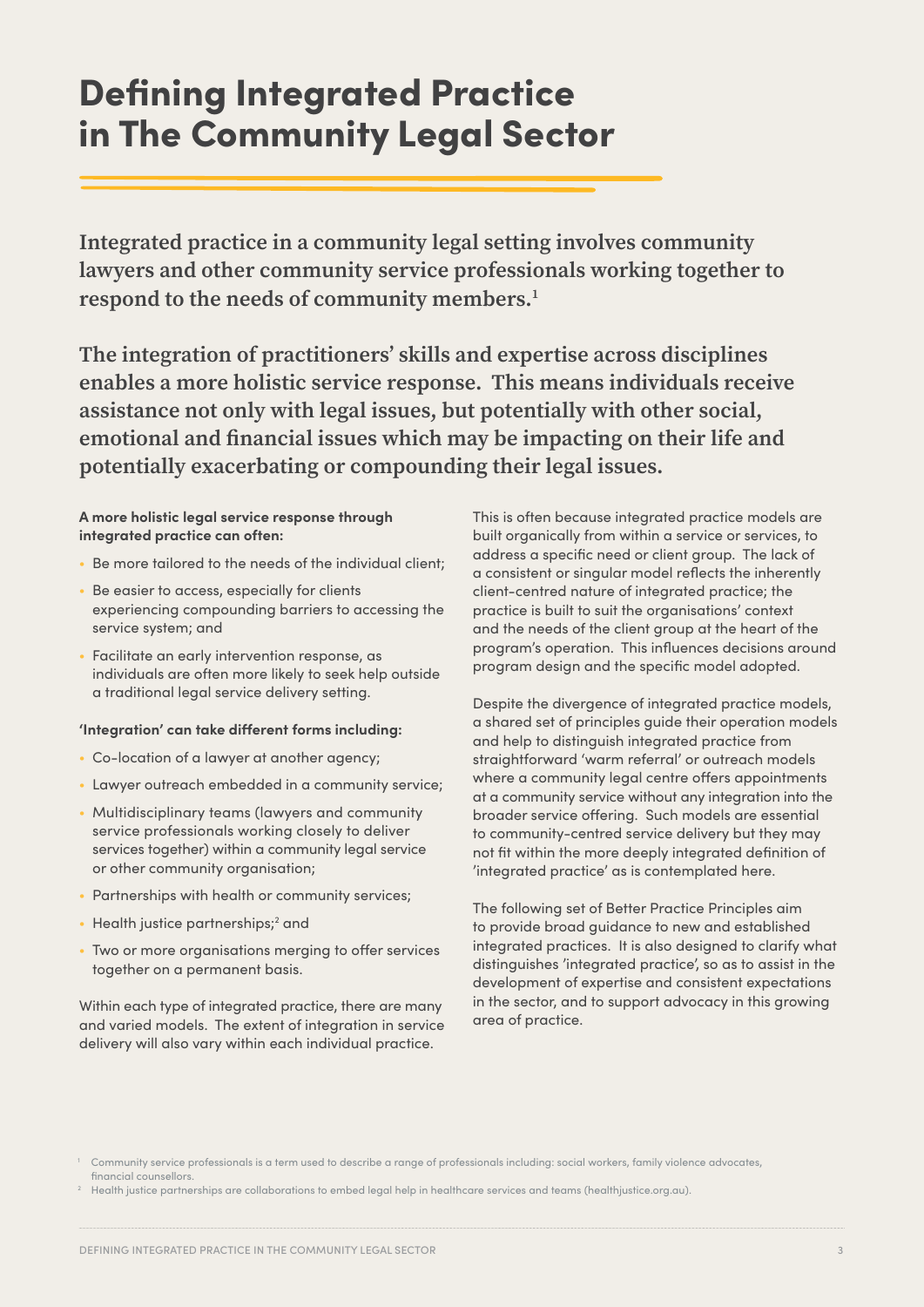# Defining Integrated Practice in The Community Legal Sector

**Integrated practice in a community legal setting involves community lawyers and other community service professionals working together to respond to the needs of community members.[1]**

**The integration of practitioners' skills and expertise across disciplines enables a more holistic service response. This means individuals receive assistance not only with legal issues, but potentially with other social, emotional and financial issues which may be impacting on their life and potentially exacerbating or compounding their legal issues.**

**A more holistic legal service response through integrated practice can often:**

- Be more tailored to the needs of the individual client;
- Be easier to access, especially for clients experiencing compounding barriers to accessing the service system; and
- Facilitate an early intervention response, as individuals are often more likely to seek help outside a traditional legal service delivery setting.

**'Integration' can take different forms including:**

- Co-location of a lawyer at another agency;
- Lawyer outreach embedded in a community service;
- Multidisciplinary teams (lawyers and community service professionals working closely to deliver services together) within a community legal service or other community organisation;
- Partnerships with health or community services;
- Health justice partnerships;[2] and
- Two or more organisations merging to offer services together on a permanent basis.

Within each type of integrated practice, there are many and varied models. The extent of integration in service delivery will also vary within each individual practice.

This is often because integrated practice models are built organically from within a service or services, to address a specific need or client group. The lack of a consistent or singular model reflects the inherently client-centred nature of integrated practice; the practice is built to suit the organisations' context and the needs of the client group at the heart of the program's operation. This influences decisions around program design and the specific model adopted.

Despite the divergence of integrated practice models, a shared set of principles guide their operation models and help to distinguish integrated practice from straightforward 'warm referral' or outreach models where a community legal centre offers appointments at a community service without any integration into the broader service offering. Such models are essential to community-centred service delivery but they may not fit within the more deeply integrated definition of 'integrated practice' as is contemplated here.

The following set of Better Practice Principles aim to provide broad guidance to new and established integrated practices. It is also designed to clarify what distinguishes 'integrated practice', so as to assist in the development of expertise and consistent expectations in the sector, and to support advocacy in this growing area of practice.

[1] Community service professionals is a term used to describe a range of professionals including: social workers, family violence advocates, financial counsellors.

[2] Health justice partnerships are collaborations to embed legal help in healthcare services and teams (healthjustice.org.au).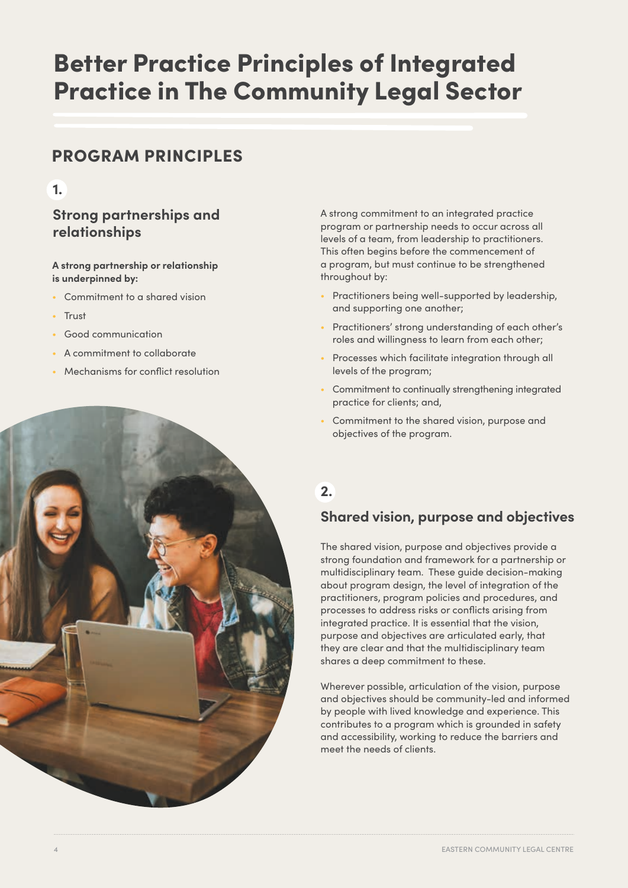# Better Practice Principles of Integrated Practice in The Community Legal Sector

## PROGRAM PRINCIPLES

### 1. Strong partnerships and relationships

**A strong partnership or relationship is underpinned by:**

- Commitment to a shared vision
- Trust
- Good communication
- A commitment to collaborate
- Mechanisms for conflict resolution

A strong commitment to an integrated practice program or partnership needs to occur across all levels of a team, from leadership to practitioners. This often begins before the commencement of a program, but must continue to be strengthened throughout by:

- Practitioners being well-supported by leadership, and supporting one another;
- Practitioners' strong understanding of each other's roles and willingness to learn from each other;
- Processes which facilitate integration through all levels of the program;
- Commitment to continually strengthening integrated practice for clients; and,
- Commitment to the shared vision, purpose and objectives of the program.

### 2. Shared vision, purpose and objectives

The shared vision, purpose and objectives provide a strong foundation and framework for a partnership or multidisciplinary team. These guide decision-making about program design, the level of integration of the practitioners, program policies and procedures, and processes to address risks or conflicts arising from integrated practice. It is essential that the vision, purpose and objectives are articulated early, that they are clear and that the multidisciplinary team shares a deep commitment to these.

Wherever possible, articulation of the vision, purpose and objectives should be community-led and informed by people with lived knowledge and experience. This contributes to a program which is grounded in safety and accessibility, working to reduce the barriers and meet the needs of clients.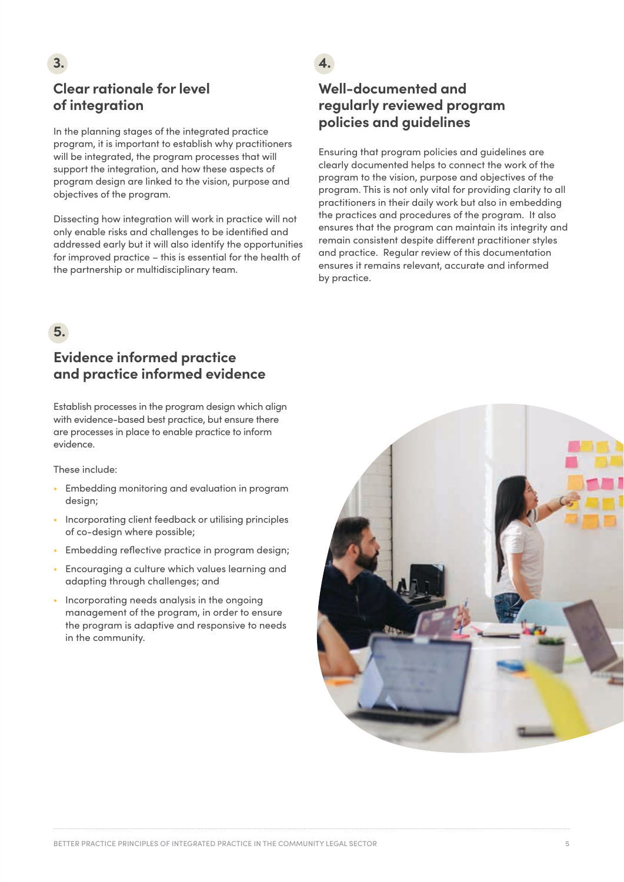## 3. Clear rationale for level of integration

In the planning stages of the integrated practice program, it is important to establish why practitioners will be integrated, the program processes that will support the integration, and how these aspects of program design are linked to the vision, purpose and objectives of the program.

Dissecting how integration will work in practice will not only enable risks and challenges to be identified and addressed early but it will also identify the opportunities for improved practice – this is essential for the health of the partnership or multidisciplinary team.

## 4. Well-documented and regularly reviewed program policies and guidelines

Ensuring that program policies and guidelines are clearly documented helps to connect the work of the program to the vision, purpose and objectives of the program. This is not only vital for providing clarity to all practitioners in their daily work but also in embedding the practices and procedures of the program. It also ensures that the program can maintain its integrity and remain consistent despite different practitioner styles and practice. Regular review of this documentation ensures it remains relevant, accurate and informed by practice.

## 5. Evidence informed practice and practice informed evidence

Establish processes in the program design which align with evidence-based best practice, but ensure there are processes in place to enable practice to inform evidence.

These include:

- Embedding monitoring and evaluation in program design;
- Incorporating client feedback or utilising principles of co-design where possible;
- Embedding reflective practice in program design;
- Encouraging a culture which values learning and adapting through challenges; and
- Incorporating needs analysis in the ongoing management of the program, in order to ensure the program is adaptive and responsive to needs in the community.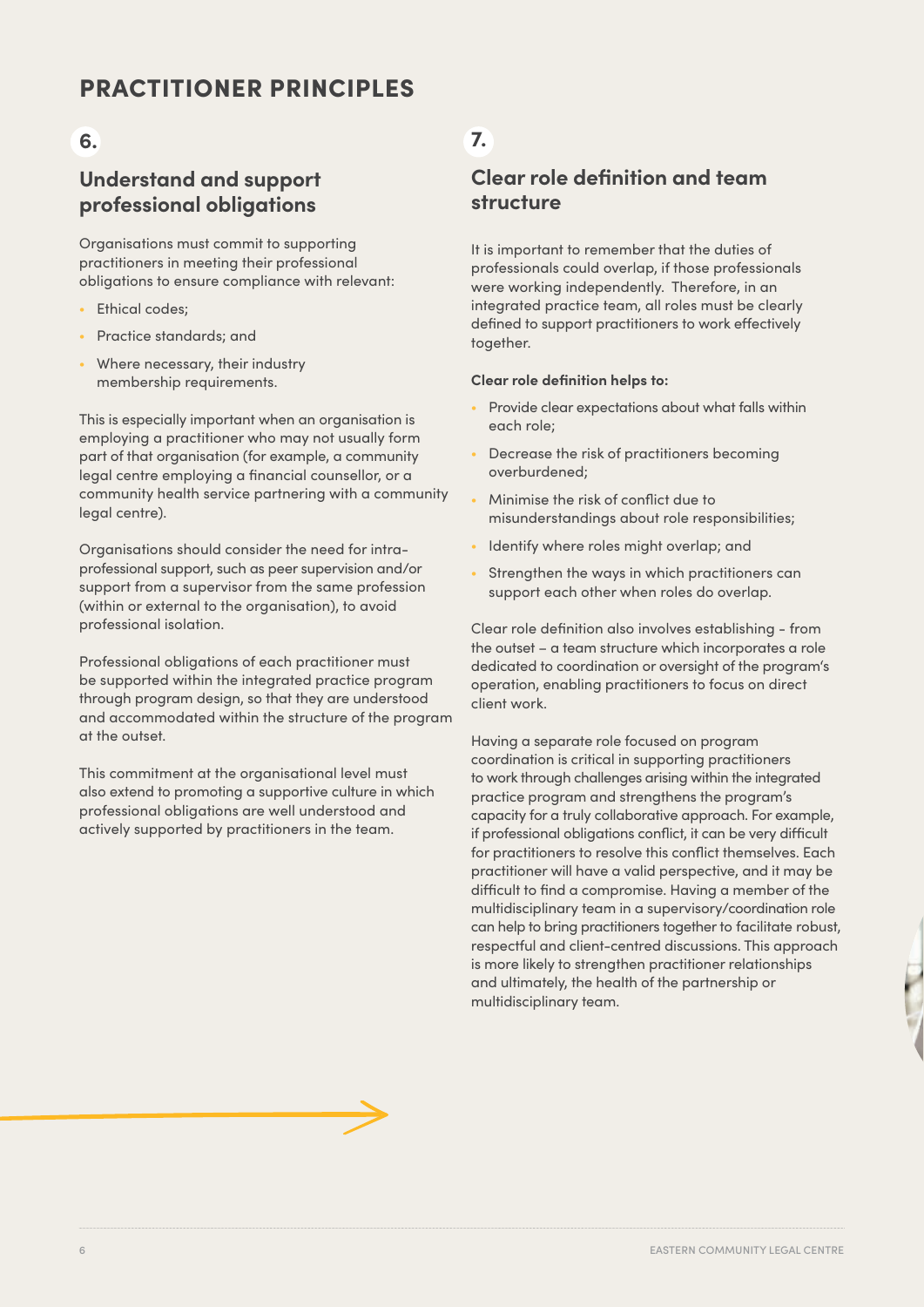# PRACTITIONER PRINCIPLES

## 6.

### Understand and support professional obligations

Organisations must commit to supporting practitioners in meeting their professional obligations to ensure compliance with relevant:

- Ethical codes;
- Practice standards; and
- Where necessary, their industry membership requirements.

This is especially important when an organisation is employing a practitioner who may not usually form part of that organisation (for example, a community legal centre employing a financial counsellor, or a community health service partnering with a community legal centre).

Organisations should consider the need for intra-professional support, such as peer supervision and/or support from a supervisor from the same profession (within or external to the organisation), to avoid professional isolation.

Professional obligations of each practitioner must be supported within the integrated practice program through program design, so that they are understood and accommodated within the structure of the program at the outset.

This commitment at the organisational level must also extend to promoting a supportive culture in which professional obligations are well understood and actively supported by practitioners in the team.

## 7.

### Clear role definition and team structure

It is important to remember that the duties of professionals could overlap, if those professionals were working independently. Therefore, in an integrated practice team, all roles must be clearly defined to support practitioners to work effectively together.

**Clear role definition helps to:**

- Provide clear expectations about what falls within each role;
- Decrease the risk of practitioners becoming overburdened;
- Minimise the risk of conflict due to misunderstandings about role responsibilities;
- Identify where roles might overlap; and
- Strengthen the ways in which practitioners can support each other when roles do overlap.

Clear role definition also involves establishing - from the outset – a team structure which incorporates a role dedicated to coordination or oversight of the program's operation, enabling practitioners to focus on direct client work.

Having a separate role focused on program coordination is critical in supporting practitioners to work through challenges arising within the integrated practice program and strengthens the program's capacity for a truly collaborative approach. For example, if professional obligations conflict, it can be very difficult for practitioners to resolve this conflict themselves. Each practitioner will have a valid perspective, and it may be difficult to find a compromise. Having a member of the multidisciplinary team in a supervisory/coordination role can help to bring practitioners together to facilitate robust, respectful and client-centred discussions. This approach is more likely to strengthen practitioner relationships and ultimately, the health of the partnership or multidisciplinary team.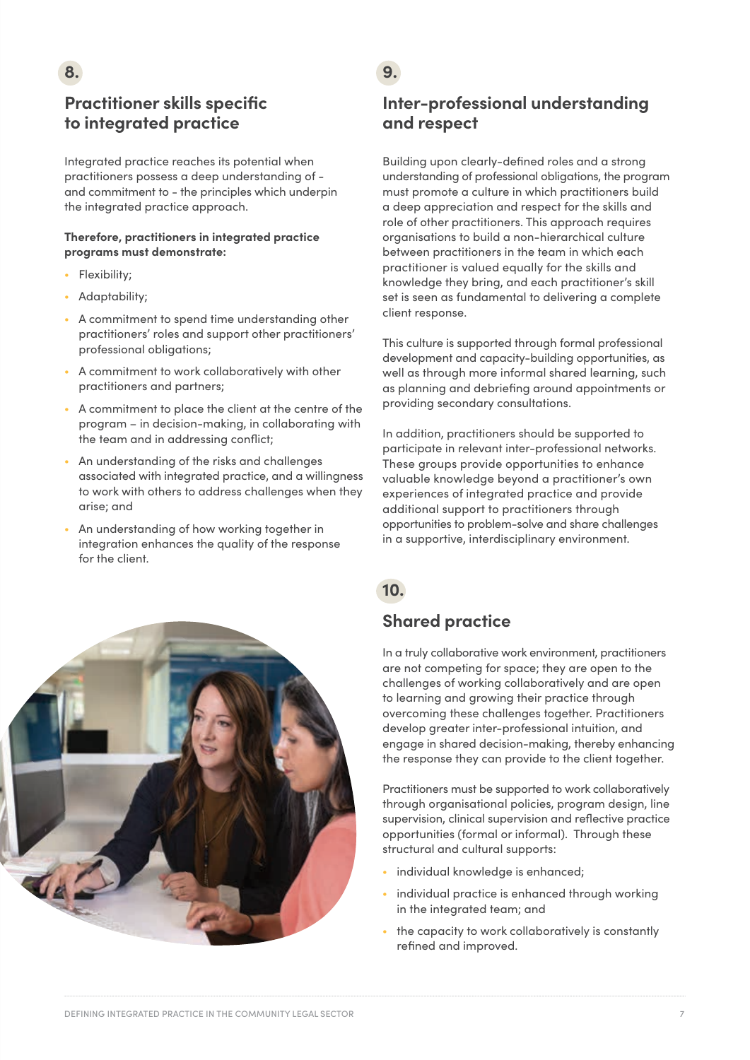## 8. Practitioner skills specific to integrated practice

Integrated practice reaches its potential when practitioners possess a deep understanding of - and commitment to - the principles which underpin the integrated practice approach.

**Therefore, practitioners in integrated practice programs must demonstrate:**

- Flexibility;
- Adaptability;
- A commitment to spend time understanding other practitioners' roles and support other practitioners' professional obligations;
- A commitment to work collaboratively with other practitioners and partners;
- A commitment to place the client at the centre of the program – in decision-making, in collaborating with the team and in addressing conflict;
- An understanding of the risks and challenges associated with integrated practice, and a willingness to work with others to address challenges when they arise; and
- An understanding of how working together in integration enhances the quality of the response for the client.

## 9. Inter-professional understanding and respect

Building upon clearly-defined roles and a strong understanding of professional obligations, the program must promote a culture in which practitioners build a deep appreciation and respect for the skills and role of other practitioners. This approach requires organisations to build a non-hierarchical culture between practitioners in the team in which each practitioner is valued equally for the skills and knowledge they bring, and each practitioner's skill set is seen as fundamental to delivering a complete client response.

This culture is supported through formal professional development and capacity-building opportunities, as well as through more informal shared learning, such as planning and debriefing around appointments or providing secondary consultations.

In addition, practitioners should be supported to participate in relevant inter-professional networks. These groups provide opportunities to enhance valuable knowledge beyond a practitioner's own experiences of integrated practice and provide additional support to practitioners through opportunities to problem-solve and share challenges in a supportive, interdisciplinary environment.

## 10. Shared practice

In a truly collaborative work environment, practitioners are not competing for space; they are open to the challenges of working collaboratively and are open to learning and growing their practice through overcoming these challenges together. Practitioners develop greater inter-professional intuition, and engage in shared decision-making, thereby enhancing the response they can provide to the client together.

Practitioners must be supported to work collaboratively through organisational policies, program design, line supervision, clinical supervision and reflective practice opportunities (formal or informal). Through these structural and cultural supports:

- individual knowledge is enhanced;
- individual practice is enhanced through working in the integrated team; and
- the capacity to work collaboratively is constantly refined and improved.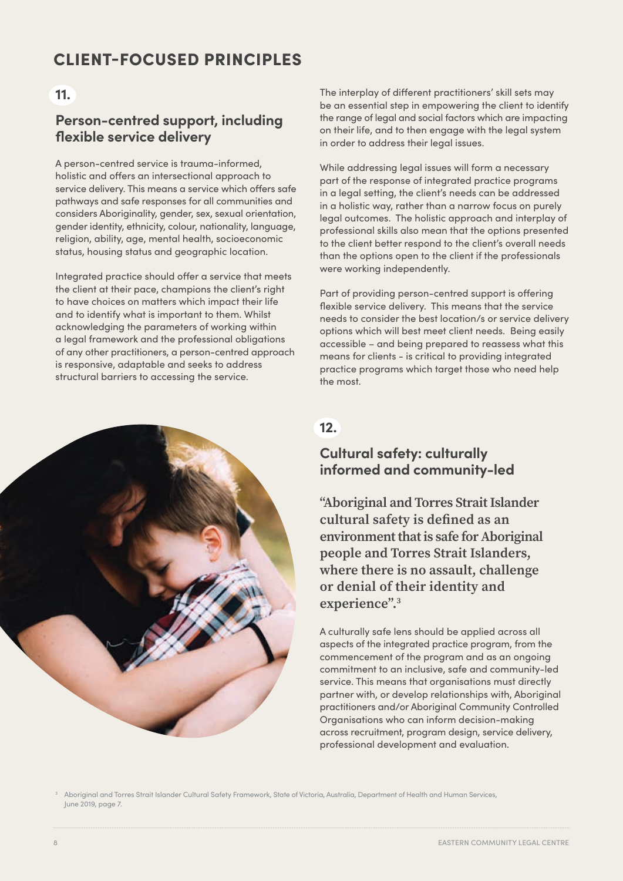# CLIENT-FOCUSED PRINCIPLES

## 11.

### Person-centred support, including flexible service delivery

A person-centred service is trauma-informed, holistic and offers an intersectional approach to service delivery. This means a service which offers safe pathways and safe responses for all communities and considers Aboriginality, gender, sex, sexual orientation, gender identity, ethnicity, colour, nationality, language, religion, ability, age, mental health, socioeconomic status, housing status and geographic location.

Integrated practice should offer a service that meets the client at their pace, champions the client's right to have choices on matters which impact their life and to identify what is important to them. Whilst acknowledging the parameters of working within a legal framework and the professional obligations of any other practitioners, a person-centred approach is responsive, adaptable and seeks to address structural barriers to accessing the service.

The interplay of different practitioners' skill sets may be an essential step in empowering the client to identify the range of legal and social factors which are impacting on their life, and to then engage with the legal system in order to address their legal issues.

While addressing legal issues will form a necessary part of the response of integrated practice programs in a legal setting, the client's needs can be addressed in a holistic way, rather than a narrow focus on purely legal outcomes. The holistic approach and interplay of professional skills also mean that the options presented to the client better respond to the client's overall needs than the options open to the client if the professionals were working independently.

Part of providing person-centred support is offering flexible service delivery. This means that the service needs to consider the best location/s or service delivery options which will best meet client needs. Being easily accessible – and being prepared to reassess what this means for clients - is critical to providing integrated practice programs which target those who need help the most.

## 12.

### Cultural safety: culturally informed and community-led

**"Aboriginal and Torres Strait Islander cultural safety is defined as an environment that is safe for Aboriginal people and Torres Strait Islanders, where there is no assault, challenge or denial of their identity and experience".[3]**

A culturally safe lens should be applied across all aspects of the integrated practice program, from the commencement of the program and as an ongoing commitment to an inclusive, safe and community-led service. This means that organisations must directly partner with, or develop relationships with, Aboriginal practitioners and/or Aboriginal Community Controlled Organisations who can inform decision-making across recruitment, program design, service delivery, professional development and evaluation.

[3] Aboriginal and Torres Strait Islander Cultural Safety Framework, State of Victoria, Australia, Department of Health and Human Services, June 2019, page 7.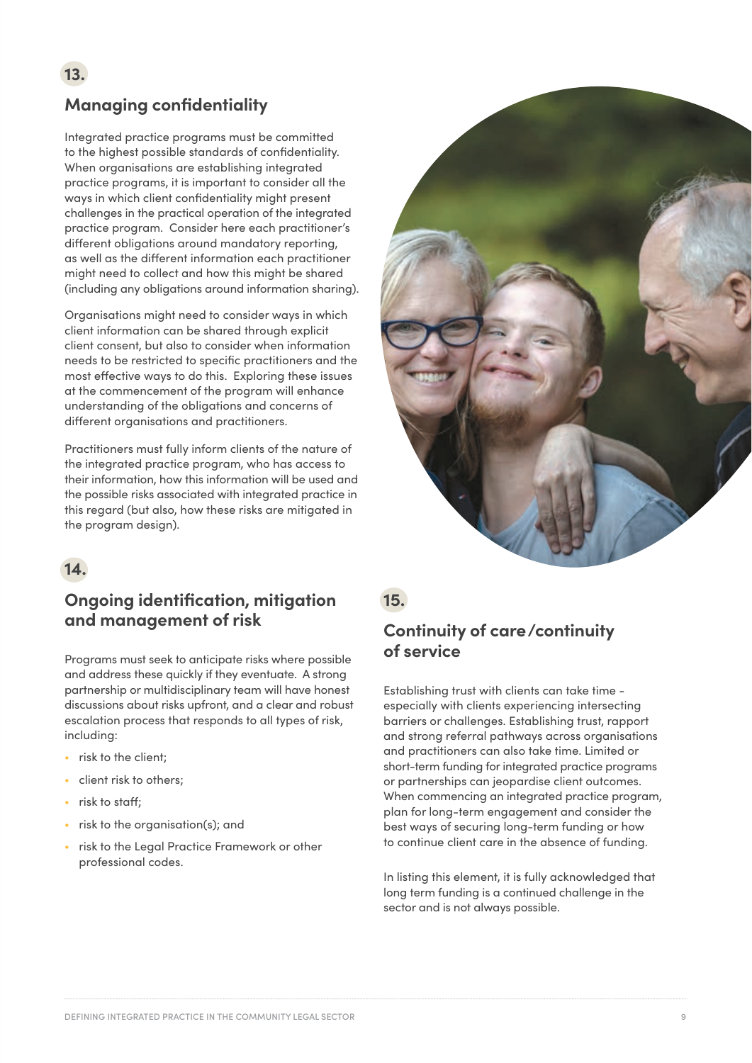## 13.

## Managing confidentiality

Integrated practice programs must be committed to the highest possible standards of confidentiality. When organisations are establishing integrated practice programs, it is important to consider all the ways in which client confidentiality might present challenges in the practical operation of the integrated practice program. Consider here each practitioner's different obligations around mandatory reporting, as well as the different information each practitioner might need to collect and how this might be shared (including any obligations around information sharing).

Organisations might need to consider ways in which client information can be shared through explicit client consent, but also to consider when information needs to be restricted to specific practitioners and the most effective ways to do this. Exploring these issues at the commencement of the program will enhance understanding of the obligations and concerns of different organisations and practitioners.

Practitioners must fully inform clients of the nature of the integrated practice program, who has access to their information, how this information will be used and the possible risks associated with integrated practice in this regard (but also, how these risks are mitigated in the program design).

## 14.

## Ongoing identification, mitigation and management of risk

Programs must seek to anticipate risks where possible and address these quickly if they eventuate. A strong partnership or multidisciplinary team will have honest discussions about risks upfront, and a clear and robust escalation process that responds to all types of risk, including:

- risk to the client;
- client risk to others;
- risk to staff;
- risk to the organisation(s); and
- risk to the Legal Practice Framework or other professional codes.

## 15.

## Continuity of care/continuity of service

Establishing trust with clients can take time - especially with clients experiencing intersecting barriers or challenges. Establishing trust, rapport and strong referral pathways across organisations and practitioners can also take time. Limited or short-term funding for integrated practice programs or partnerships can jeopardise client outcomes. When commencing an integrated practice program, plan for long-term engagement and consider the best ways of securing long-term funding or how to continue client care in the absence of funding.

In listing this element, it is fully acknowledged that long term funding is a continued challenge in the sector and is not always possible.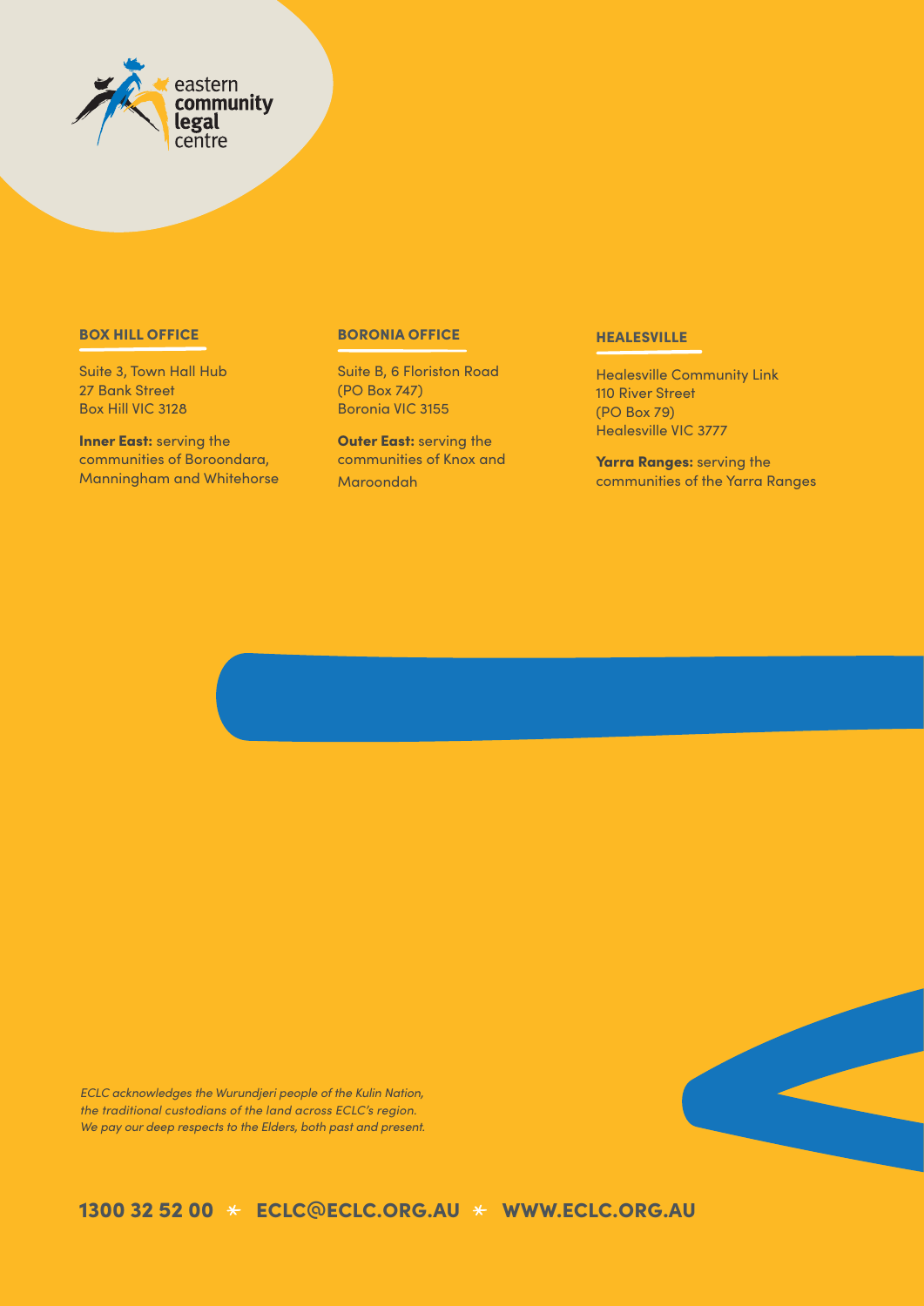eastern community legal centre

### BOX HILL OFFICE

Suite 3, Town Hall Hub
27 Bank Street
Box Hill VIC 3128

**Inner East:** serving the communities of Boroondara, Manningham and Whitehorse

### BORONIA OFFICE

Suite B, 6 Floriston Road
(PO Box 747)
Boronia VIC 3155

**Outer East:** serving the communities of Knox and Maroondah

### HEALESVILLE

Healesville Community Link
110 River Street
(PO Box 79)
Healesville VIC 3777

**Yarra Ranges:** serving the communities of the Yarra Ranges

*ECLC acknowledges the Wurundjeri people of the Kulin Nation, the traditional custodians of the land across ECLC's region. We pay our deep respects to the Elders, both past and present.*

**1300 32 52 00 * ECLC@ECLC.ORG.AU * WWW.ECLC.ORG.AU**